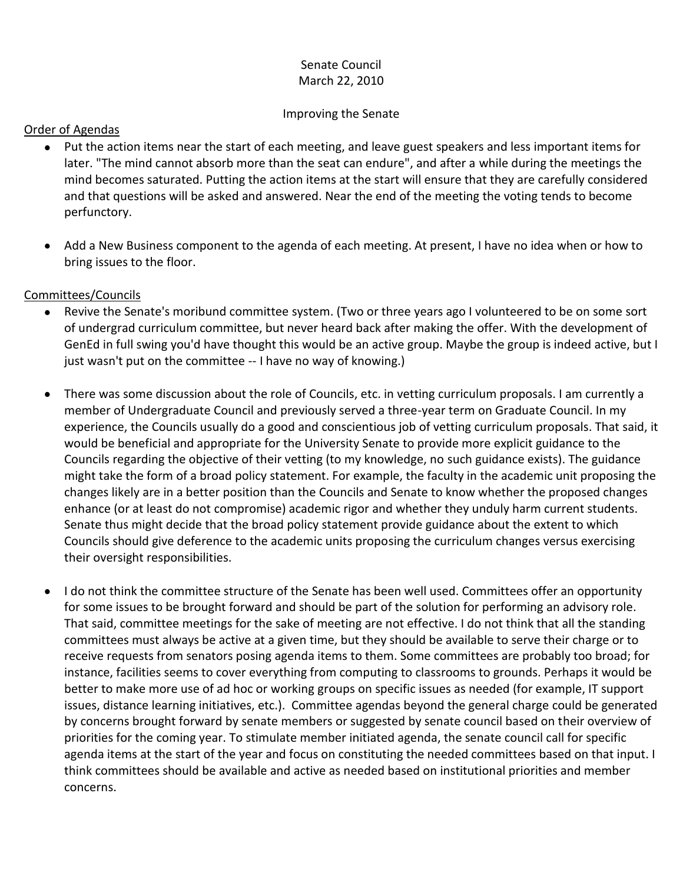Senate Council
March 22, 2010

Improving the Senate

## Order of Agendas

- Put the action items near the start of each meeting, and leave guest speakers and less important items for later. "The mind cannot absorb more than the seat can endure", and after a while during the meetings the mind becomes saturated. Putting the action items at the start will ensure that they are carefully considered and that questions will be asked and answered. Near the end of the meeting the voting tends to become perfunctory.

- Add a New Business component to the agenda of each meeting. At present, I have no idea when or how to bring issues to the floor.

## Committees/Councils

- Revive the Senate's moribund committee system. (Two or three years ago I volunteered to be on some sort of undergrad curriculum committee, but never heard back after making the offer. With the development of GenEd in full swing you'd have thought this would be an active group. Maybe the group is indeed active, but I just wasn't put on the committee -- I have no way of knowing.)

- There was some discussion about the role of Councils, etc. in vetting curriculum proposals. I am currently a member of Undergraduate Council and previously served a three-year term on Graduate Council. In my experience, the Councils usually do a good and conscientious job of vetting curriculum proposals. That said, it would be beneficial and appropriate for the University Senate to provide more explicit guidance to the Councils regarding the objective of their vetting (to my knowledge, no such guidance exists). The guidance might take the form of a broad policy statement. For example, the faculty in the academic unit proposing the changes likely are in a better position than the Councils and Senate to know whether the proposed changes enhance (or at least do not compromise) academic rigor and whether they unduly harm current students. Senate thus might decide that the broad policy statement provide guidance about the extent to which Councils should give deference to the academic units proposing the curriculum changes versus exercising their oversight responsibilities.

- I do not think the committee structure of the Senate has been well used. Committees offer an opportunity for some issues to be brought forward and should be part of the solution for performing an advisory role. That said, committee meetings for the sake of meeting are not effective. I do not think that all the standing committees must always be active at a given time, but they should be available to serve their charge or to receive requests from senators posing agenda items to them. Some committees are probably too broad; for instance, facilities seems to cover everything from computing to classrooms to grounds. Perhaps it would be better to make more use of ad hoc or working groups on specific issues as needed (for example, IT support issues, distance learning initiatives, etc.). Committee agendas beyond the general charge could be generated by concerns brought forward by senate members or suggested by senate council based on their overview of priorities for the coming year. To stimulate member initiated agenda, the senate council call for specific agenda items at the start of the year and focus on constituting the needed committees based on that input. I think committees should be available and active as needed based on institutional priorities and member concerns.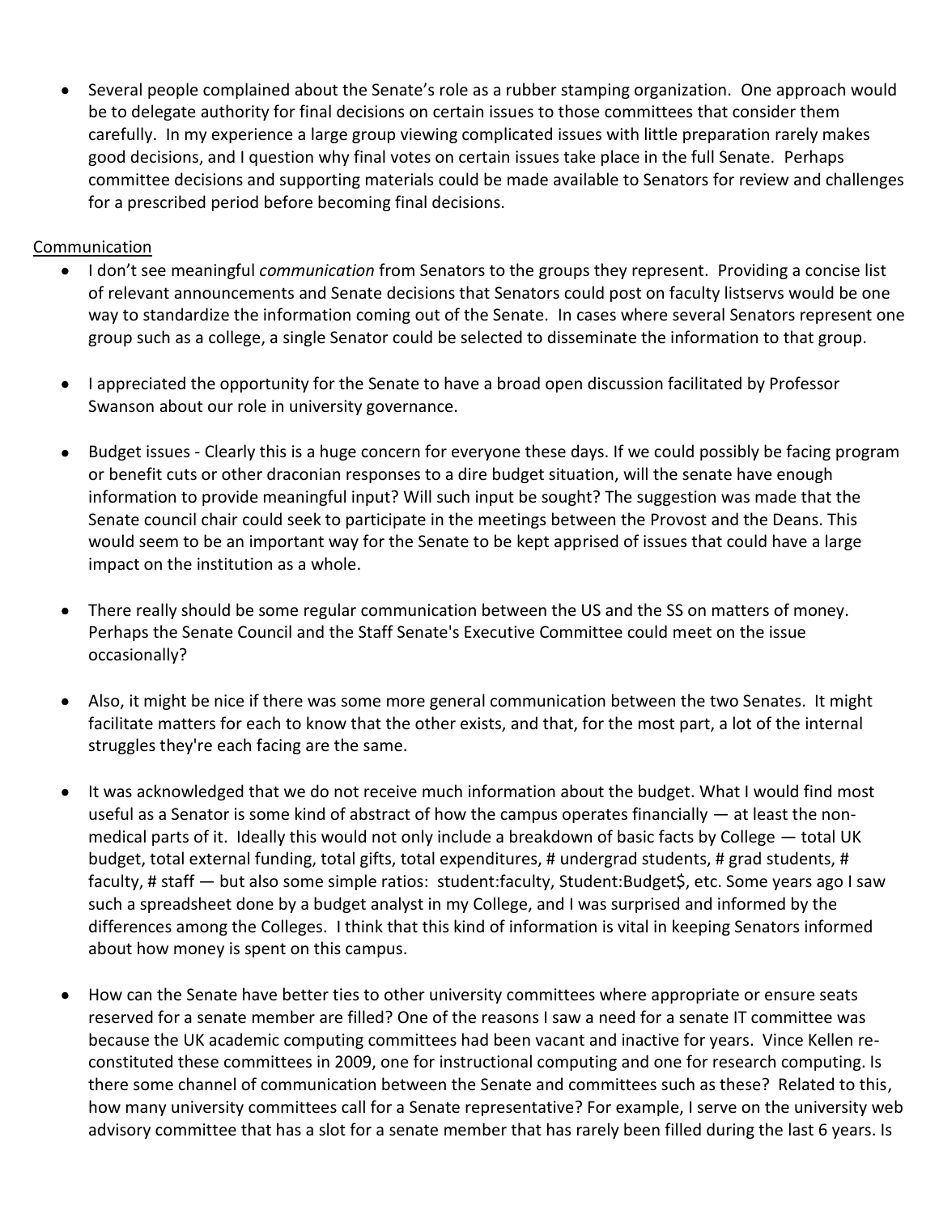- Several people complained about the Senate's role as a rubber stamping organization. One approach would be to delegate authority for final decisions on certain issues to those committees that consider them carefully. In my experience a large group viewing complicated issues with little preparation rarely makes good decisions, and I question why final votes on certain issues take place in the full Senate. Perhaps committee decisions and supporting materials could be made available to Senators for review and challenges for a prescribed period before becoming final decisions.

<u>Communication</u>

- I don't see meaningful *communication* from Senators to the groups they represent. Providing a concise list of relevant announcements and Senate decisions that Senators could post on faculty listservs would be one way to standardize the information coming out of the Senate. In cases where several Senators represent one group such as a college, a single Senator could be selected to disseminate the information to that group.

- I appreciated the opportunity for the Senate to have a broad open discussion facilitated by Professor Swanson about our role in university governance.

- Budget issues - Clearly this is a huge concern for everyone these days. If we could possibly be facing program or benefit cuts or other draconian responses to a dire budget situation, will the senate have enough information to provide meaningful input? Will such input be sought? The suggestion was made that the Senate council chair could seek to participate in the meetings between the Provost and the Deans. This would seem to be an important way for the Senate to be kept apprised of issues that could have a large impact on the institution as a whole.

- There really should be some regular communication between the US and the SS on matters of money. Perhaps the Senate Council and the Staff Senate's Executive Committee could meet on the issue occasionally?

- Also, it might be nice if there was some more general communication between the two Senates. It might facilitate matters for each to know that the other exists, and that, for the most part, a lot of the internal struggles they're each facing are the same.

- It was acknowledged that we do not receive much information about the budget. What I would find most useful as a Senator is some kind of abstract of how the campus operates financially — at least the non-medical parts of it. Ideally this would not only include a breakdown of basic facts by College — total UK budget, total external funding, total gifts, total expenditures, # undergrad students, # grad students, # faculty, # staff — but also some simple ratios: student:faculty, Student:Budget$, etc. Some years ago I saw such a spreadsheet done by a budget analyst in my College, and I was surprised and informed by the differences among the Colleges. I think that this kind of information is vital in keeping Senators informed about how money is spent on this campus.

- How can the Senate have better ties to other university committees where appropriate or ensure seats reserved for a senate member are filled? One of the reasons I saw a need for a senate IT committee was because the UK academic computing committees had been vacant and inactive for years. Vince Kellen re-constituted these committees in 2009, one for instructional computing and one for research computing. Is there some channel of communication between the Senate and committees such as these? Related to this, how many university committees call for a Senate representative? For example, I serve on the university web advisory committee that has a slot for a senate member that has rarely been filled during the last 6 years. Is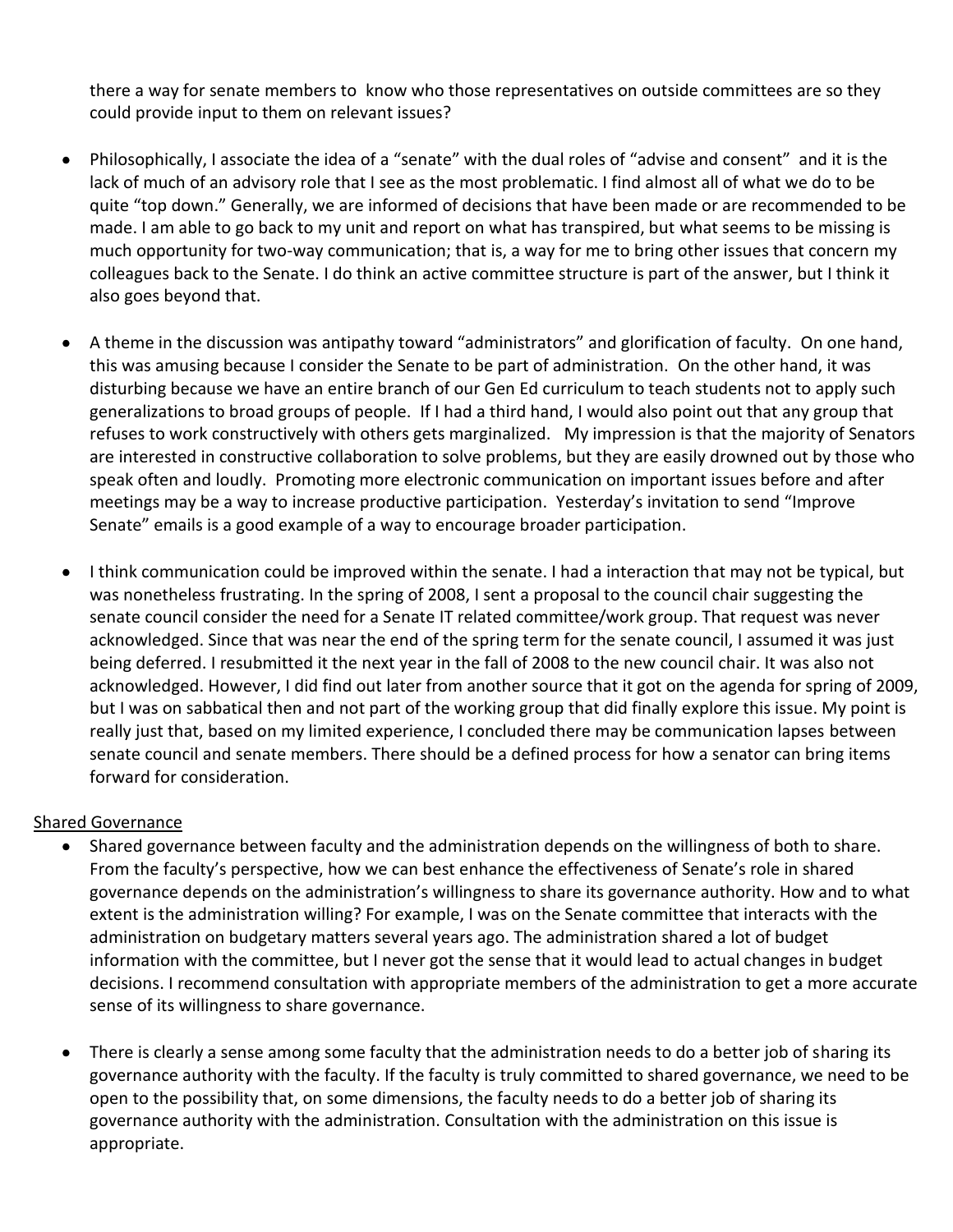there a way for senate members to know who those representatives on outside committees are so they could provide input to them on relevant issues?

- Philosophically, I associate the idea of a "senate" with the dual roles of "advise and consent" and it is the lack of much of an advisory role that I see as the most problematic. I find almost all of what we do to be quite "top down." Generally, we are informed of decisions that have been made or are recommended to be made. I am able to go back to my unit and report on what has transpired, but what seems to be missing is much opportunity for two-way communication; that is, a way for me to bring other issues that concern my colleagues back to the Senate. I do think an active committee structure is part of the answer, but I think it also goes beyond that.

- A theme in the discussion was antipathy toward "administrators" and glorification of faculty. On one hand, this was amusing because I consider the Senate to be part of administration. On the other hand, it was disturbing because we have an entire branch of our Gen Ed curriculum to teach students not to apply such generalizations to broad groups of people. If I had a third hand, I would also point out that any group that refuses to work constructively with others gets marginalized. My impression is that the majority of Senators are interested in constructive collaboration to solve problems, but they are easily drowned out by those who speak often and loudly. Promoting more electronic communication on important issues before and after meetings may be a way to increase productive participation. Yesterday's invitation to send "Improve Senate" emails is a good example of a way to encourage broader participation.

- I think communication could be improved within the senate. I had a interaction that may not be typical, but was nonetheless frustrating. In the spring of 2008, I sent a proposal to the council chair suggesting the senate council consider the need for a Senate IT related committee/work group. That request was never acknowledged. Since that was near the end of the spring term for the senate council, I assumed it was just being deferred. I resubmitted it the next year in the fall of 2008 to the new council chair. It was also not acknowledged. However, I did find out later from another source that it got on the agenda for spring of 2009, but I was on sabbatical then and not part of the working group that did finally explore this issue. My point is really just that, based on my limited experience, I concluded there may be communication lapses between senate council and senate members. There should be a defined process for how a senator can bring items forward for consideration.

<u>Shared Governance</u>

- Shared governance between faculty and the administration depends on the willingness of both to share. From the faculty's perspective, how we can best enhance the effectiveness of Senate's role in shared governance depends on the administration's willingness to share its governance authority. How and to what extent is the administration willing? For example, I was on the Senate committee that interacts with the administration on budgetary matters several years ago. The administration shared a lot of budget information with the committee, but I never got the sense that it would lead to actual changes in budget decisions. I recommend consultation with appropriate members of the administration to get a more accurate sense of its willingness to share governance.

- There is clearly a sense among some faculty that the administration needs to do a better job of sharing its governance authority with the faculty. If the faculty is truly committed to shared governance, we need to be open to the possibility that, on some dimensions, the faculty needs to do a better job of sharing its governance authority with the administration. Consultation with the administration on this issue is appropriate.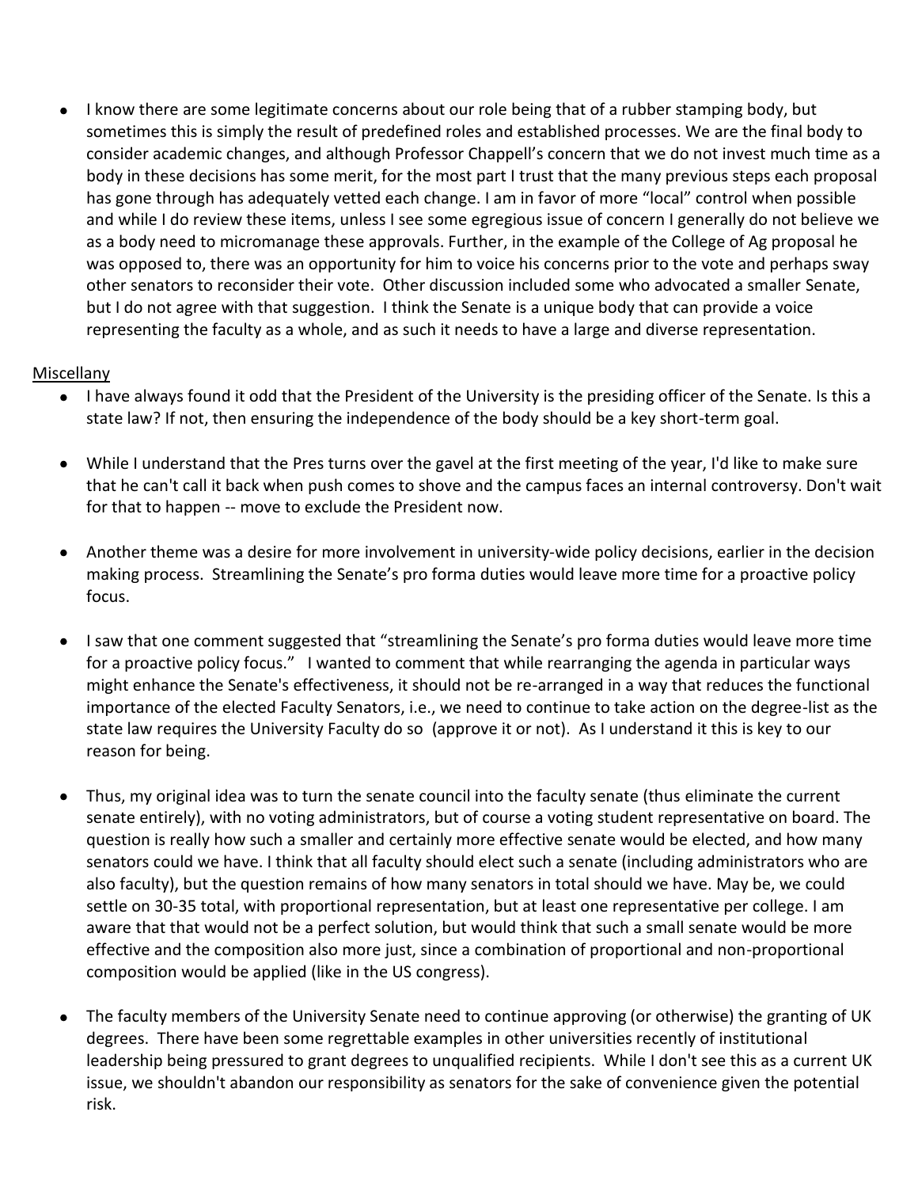- I know there are some legitimate concerns about our role being that of a rubber stamping body, but sometimes this is simply the result of predefined roles and established processes. We are the final body to consider academic changes, and although Professor Chappell's concern that we do not invest much time as a body in these decisions has some merit, for the most part I trust that the many previous steps each proposal has gone through has adequately vetted each change. I am in favor of more "local" control when possible and while I do review these items, unless I see some egregious issue of concern I generally do not believe we as a body need to micromanage these approvals. Further, in the example of the College of Ag proposal he was opposed to, there was an opportunity for him to voice his concerns prior to the vote and perhaps sway other senators to reconsider their vote. Other discussion included some who advocated a smaller Senate, but I do not agree with that suggestion. I think the Senate is a unique body that can provide a voice representing the faculty as a whole, and as such it needs to have a large and diverse representation.

<u>Miscellany</u>

- I have always found it odd that the President of the University is the presiding officer of the Senate. Is this a state law? If not, then ensuring the independence of the body should be a key short-term goal.

- While I understand that the Pres turns over the gavel at the first meeting of the year, I'd like to make sure that he can't call it back when push comes to shove and the campus faces an internal controversy. Don't wait for that to happen -- move to exclude the President now.

- Another theme was a desire for more involvement in university-wide policy decisions, earlier in the decision making process. Streamlining the Senate's pro forma duties would leave more time for a proactive policy focus.

- I saw that one comment suggested that "streamlining the Senate's pro forma duties would leave more time for a proactive policy focus." I wanted to comment that while rearranging the agenda in particular ways might enhance the Senate's effectiveness, it should not be re-arranged in a way that reduces the functional importance of the elected Faculty Senators, i.e., we need to continue to take action on the degree-list as the state law requires the University Faculty do so (approve it or not). As I understand it this is key to our reason for being.

- Thus, my original idea was to turn the senate council into the faculty senate (thus eliminate the current senate entirely), with no voting administrators, but of course a voting student representative on board. The question is really how such a smaller and certainly more effective senate would be elected, and how many senators could we have. I think that all faculty should elect such a senate (including administrators who are also faculty), but the question remains of how many senators in total should we have. May be, we could settle on 30-35 total, with proportional representation, but at least one representative per college. I am aware that that would not be a perfect solution, but would think that such a small senate would be more effective and the composition also more just, since a combination of proportional and non-proportional composition would be applied (like in the US congress).

- The faculty members of the University Senate need to continue approving (or otherwise) the granting of UK degrees. There have been some regrettable examples in other universities recently of institutional leadership being pressured to grant degrees to unqualified recipients. While I don't see this as a current UK issue, we shouldn't abandon our responsibility as senators for the sake of convenience given the potential risk.